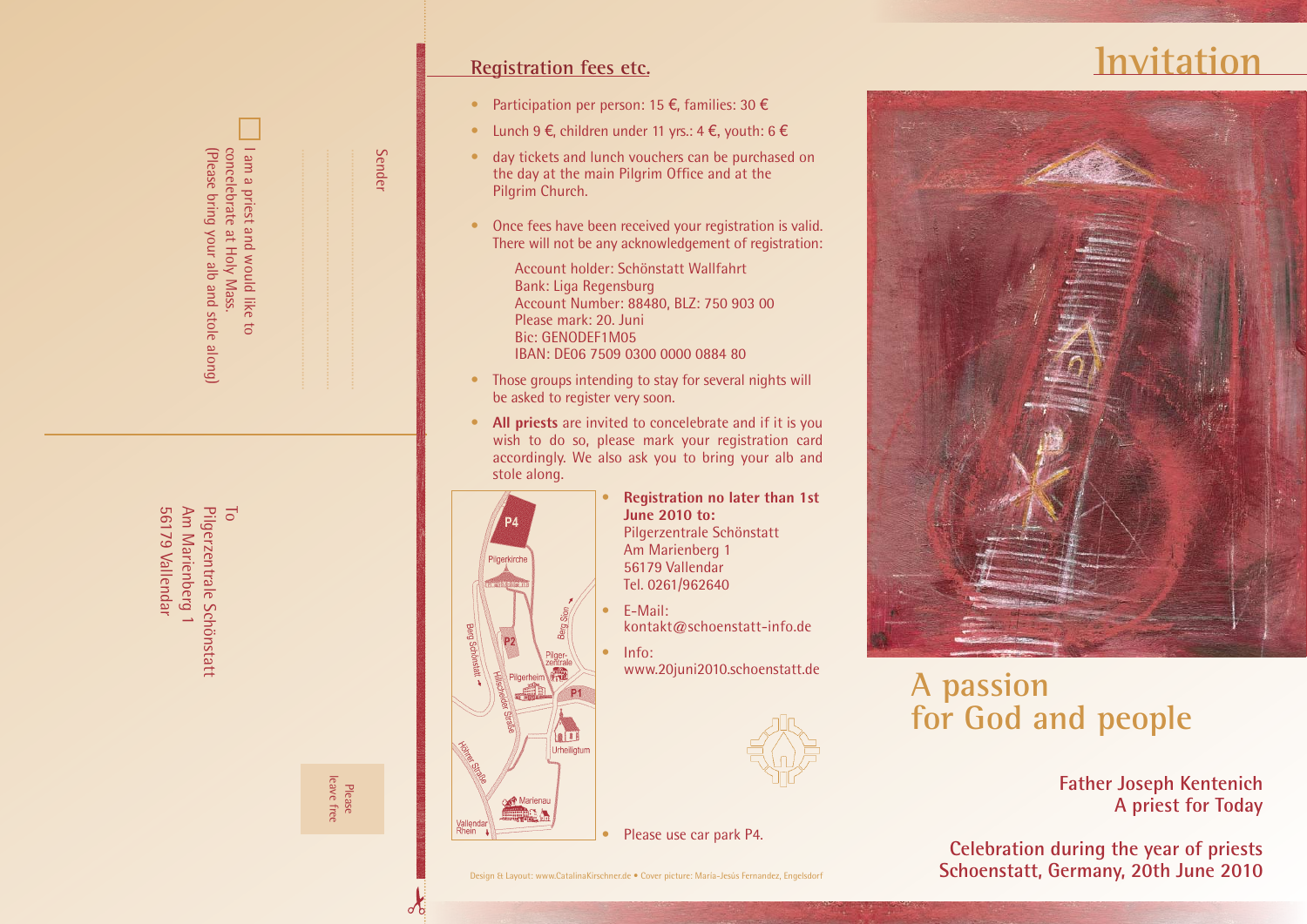Sender

I am a priest and would like to concelebrate at Holy Mass.
(Please bring your alb and stole along)

To
Pilgerzentrale Schönstatt
Am Marienberg 1
56179 Vallendar

Please leave free

## Registration fees etc.

- Participation per person: 15 €, families: 30 €
- Lunch 9 €, children under 11 yrs.: 4 €, youth: 6 €
- day tickets and lunch vouchers can be purchased on the day at the main Pilgrim Office and at the Pilgrim Church.
- Once fees have been received your registration is valid. There will not be any acknowledgement of registration:

  Account holder: Schönstatt Wallfahrt
  Bank: Liga Regensburg
  Account Number: 88480, BLZ: 750 903 00
  Please mark: 20. Juni
  Bic: GENODEF1M05
  IBAN: DE06 7509 0300 0000 0884 80

- Those groups intending to stay for several nights will be asked to register very soon.
- **All priests** are invited to concelebrate and if it is you wish to do so, please mark your registration card accordingly. We also ask you to bring your alb and stole along.

P4, Pilgerkirche, Berg Sion, P2, Pilger-zentrale, Berg Schönstatt, Pilgerheim, Hillscheider Straße, P1, Urheiligtum, Höhrer Straße, Marienau, Vallendar Rhein

- **Registration no later than 1st June 2010 to:**
  Pilgerzentrale Schönstatt
  Am Marienberg 1
  56179 Vallendar
  Tel. 0261/962640
- E-Mail:
  kontakt@schoenstatt-info.de
- Info:
  www.20juni2010.schoenstatt.de
- Please use car park P4.

Design & Layout: www.CatalinaKirschner.de • Cover picture: María-Jesús Fernandez, Engelsdorf

# Invitation

## A passion for God and people

**Father Joseph Kentenich**
**A priest for Today**

**Celebration during the year of priests**
**Schoenstatt, Germany, 20th June 2010**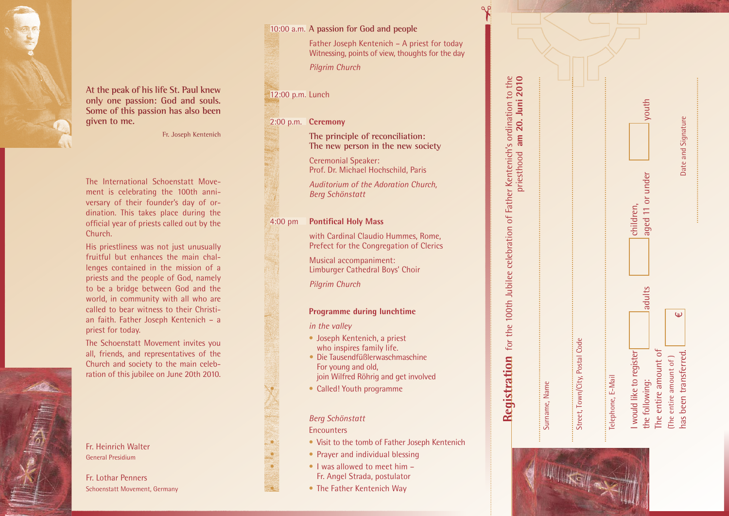At the peak of his life St. Paul knew only one passion: God and souls. Some of this passion has also been given to me.

Fr. Joseph Kentenich

The International Schoenstatt Movement is celebrating the 100th anniversary of their founder's day of ordination. This takes place during the official year of priests called out by the Church.

His priestliness was not just unusually fruitful but enhances the main challenges contained in the mission of a priests and the people of God, namely to be a bridge between God and the world, in community with all who are called to bear witness to their Christian faith. Father Joseph Kentenich – a priest for today.

The Schoenstatt Movement invites you all, friends, and representatives of the Church and society to the main celebration of this jubilee on June 20th 2010.

Fr. Heinrich Walter
General Presidium

Fr. Lothar Penners
Schoenstatt Movement, Germany

10:00 a.m. A passion for God and people

Father Joseph Kentenich – A priest for today
Witnessing, points of view, thoughts for the day

*Pilgrim Church*

12:00 p.m. Lunch

2:00 p.m. **Ceremony**

**The principle of reconciliation:**
**The new person in the new society**

Ceremonial Speaker:
Prof. Dr. Michael Hochschild, Paris

*Auditorium of the Adoration Church,*
*Berg Schönstatt*

4:00 pm **Pontifical Holy Mass**

with Cardinal Claudio Hummes, Rome,
Prefect for the Congregation of Clerics

Musical accompaniment:
Limburger Cathedral Boys' Choir

*Pilgrim Church*

**Programme during lunchtime**

*in the valley*

- Joseph Kentenich, a priest who inspires family life.
- Die Tausendfüßlerwaschmaschine
  For young and old,
  join Wilfred Röhrig and get involved
- Called! Youth programme

*Berg Schönstatt*

Encounters

- Visit to the tomb of Father Joseph Kentenich
- Prayer and individual blessing
- I was allowed to meet him – Fr. Angel Strada, postulator
- The Father Kentenich Way

**Registration** for the 100th Jubilee celebration of Father Kentenich's ordination to the priesthood **am 20. Juni 2010**

Surname, Name ..............................

Street, Town/City, Postal Code ..............................

Telephone, E-Mail ..............................

I would like to register the following: [ ] adults [ ] children, aged 11 or under [ ] youth

The entire amount of (The entire amount of ) [ ] € has been transferred.

.............................. Date and Signature